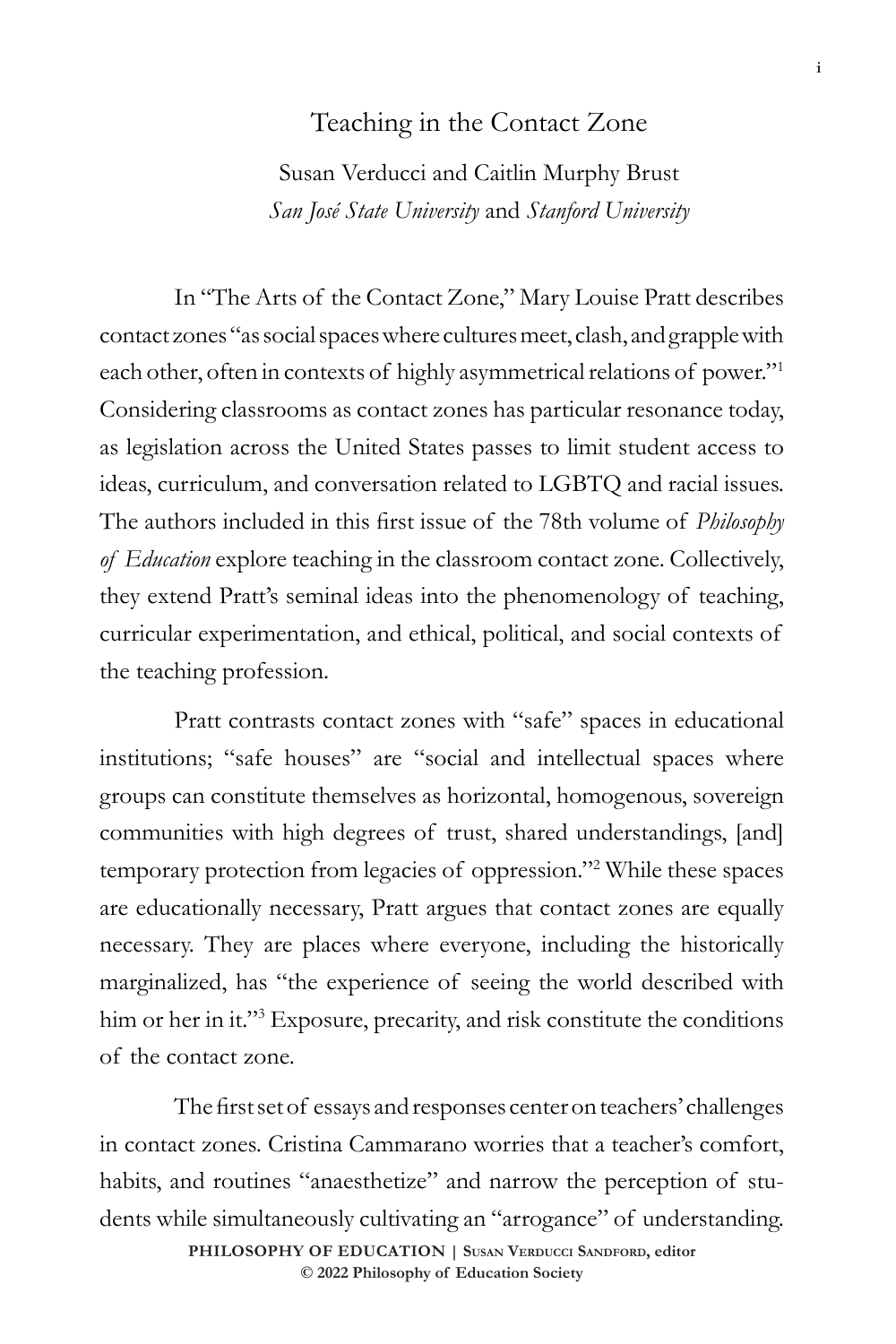# Teaching in the Contact Zone

Susan Verducci and Caitlin Murphy Brust
*San José State University* and *Stanford University*

In "The Arts of the Contact Zone," Mary Louise Pratt describes contact zones "as social spaces where cultures meet, clash, and grapple with each other, often in contexts of highly asymmetrical relations of power."[1] Considering classrooms as contact zones has particular resonance today, as legislation across the United States passes to limit student access to ideas, curriculum, and conversation related to LGBTQ and racial issues. The authors included in this first issue of the 78th volume of *Philosophy of Education* explore teaching in the classroom contact zone. Collectively, they extend Pratt's seminal ideas into the phenomenology of teaching, curricular experimentation, and ethical, political, and social contexts of the teaching profession.

Pratt contrasts contact zones with "safe" spaces in educational institutions; "safe houses" are "social and intellectual spaces where groups can constitute themselves as horizontal, homogenous, sovereign communities with high degrees of trust, shared understandings, [and] temporary protection from legacies of oppression."[2] While these spaces are educationally necessary, Pratt argues that contact zones are equally necessary. They are places where everyone, including the historically marginalized, has "the experience of seeing the world described with him or her in it."[3] Exposure, precarity, and risk constitute the conditions of the contact zone.

The first set of essays and responses center on teachers' challenges in contact zones. Cristina Cammarano worries that a teacher's comfort, habits, and routines "anaesthetize" and narrow the perception of students while simultaneously cultivating an "arrogance" of understanding.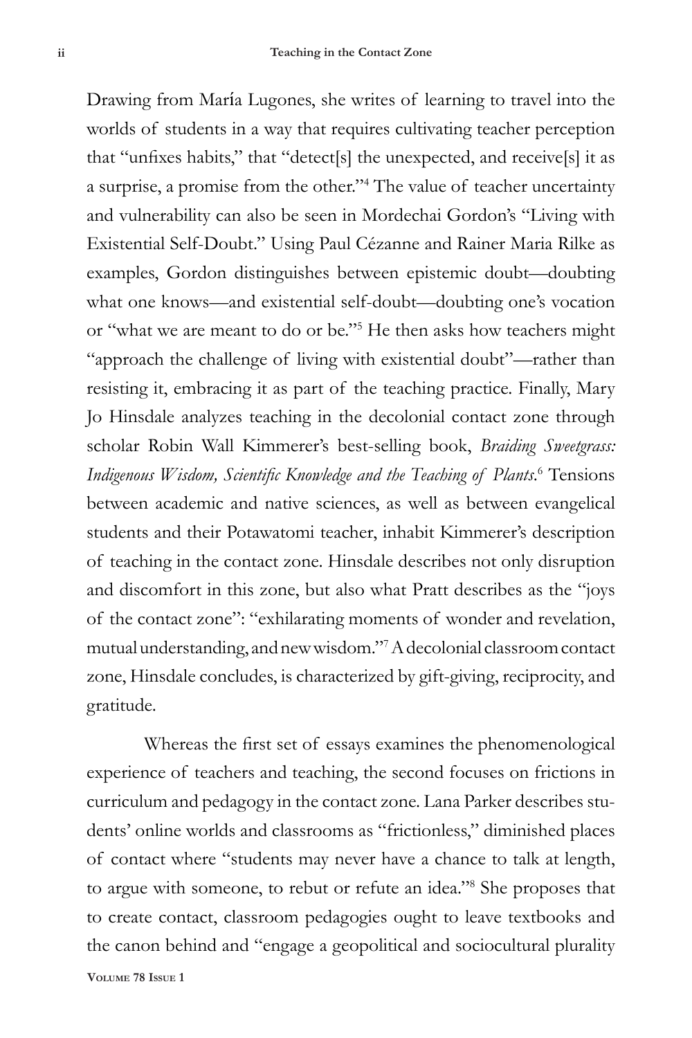Drawing from María Lugones, she writes of learning to travel into the worlds of students in a way that requires cultivating teacher perception that "unfixes habits," that "detect[s] the unexpected, and receive[s] it as a surprise, a promise from the other."[4] The value of teacher uncertainty and vulnerability can also be seen in Mordechai Gordon's "Living with Existential Self-Doubt." Using Paul Cézanne and Rainer Maria Rilke as examples, Gordon distinguishes between epistemic doubt—doubting what one knows—and existential self-doubt—doubting one's vocation or "what we are meant to do or be."[5] He then asks how teachers might "approach the challenge of living with existential doubt"—rather than resisting it, embracing it as part of the teaching practice. Finally, Mary Jo Hinsdale analyzes teaching in the decolonial contact zone through scholar Robin Wall Kimmerer's best-selling book, *Braiding Sweetgrass: Indigenous Wisdom, Scientific Knowledge and the Teaching of Plants*.[6] Tensions between academic and native sciences, as well as between evangelical students and their Potawatomi teacher, inhabit Kimmerer's description of teaching in the contact zone. Hinsdale describes not only disruption and discomfort in this zone, but also what Pratt describes as the "joys of the contact zone": "exhilarating moments of wonder and revelation, mutual understanding, and new wisdom."[7] A decolonial classroom contact zone, Hinsdale concludes, is characterized by gift-giving, reciprocity, and gratitude.

Whereas the first set of essays examines the phenomenological experience of teachers and teaching, the second focuses on frictions in curriculum and pedagogy in the contact zone. Lana Parker describes students' online worlds and classrooms as "frictionless," diminished places of contact where "students may never have a chance to talk at length, to argue with someone, to rebut or refute an idea."[8] She proposes that to create contact, classroom pedagogies ought to leave textbooks and the canon behind and "engage a geopolitical and sociocultural plurality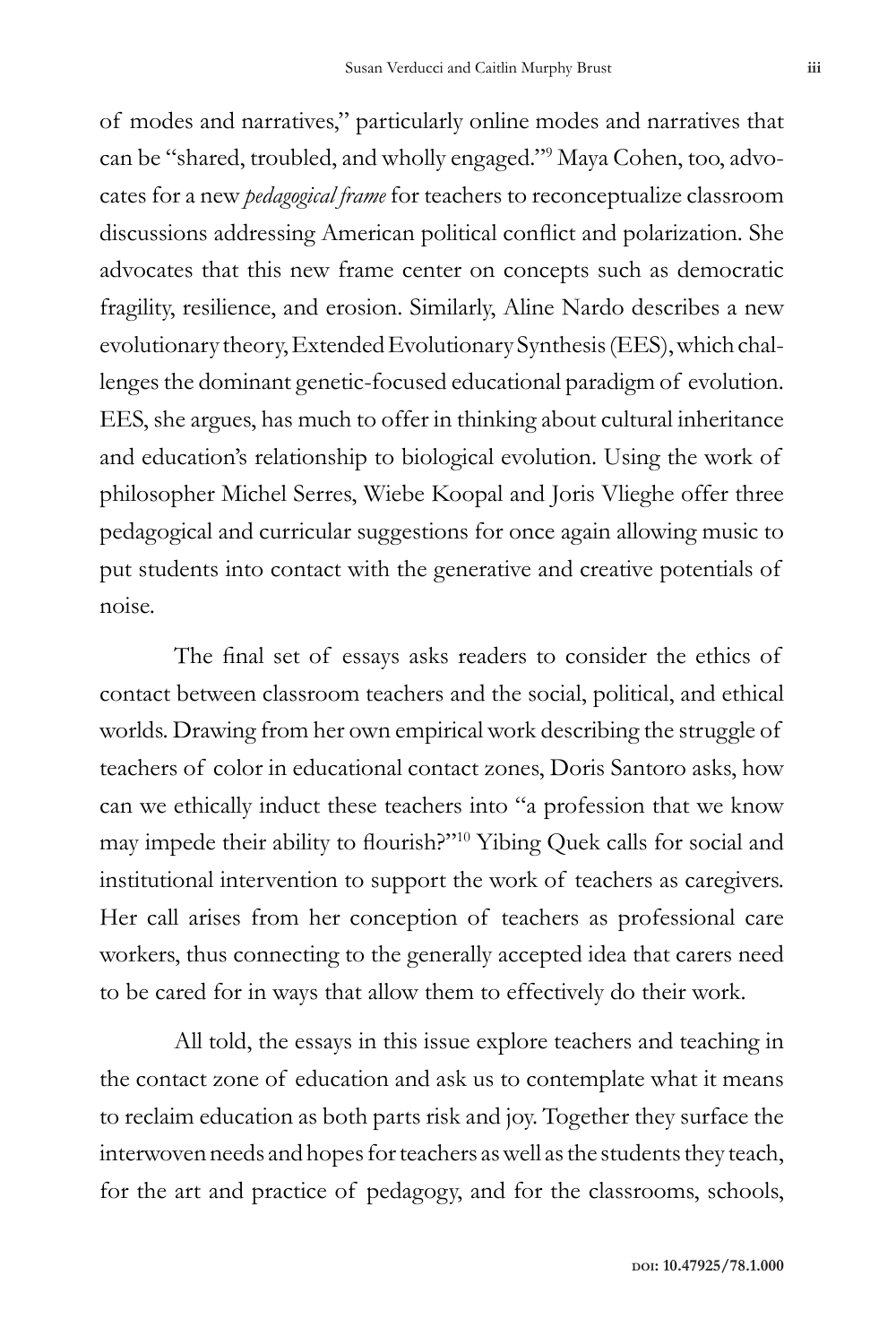of modes and narratives," particularly online modes and narratives that can be "shared, troubled, and wholly engaged."[9] Maya Cohen, too, advocates for a new *pedagogical frame* for teachers to reconceptualize classroom discussions addressing American political conflict and polarization. She advocates that this new frame center on concepts such as democratic fragility, resilience, and erosion. Similarly, Aline Nardo describes a new evolutionary theory, Extended Evolutionary Synthesis (EES), which challenges the dominant genetic-focused educational paradigm of evolution. EES, she argues, has much to offer in thinking about cultural inheritance and education's relationship to biological evolution. Using the work of philosopher Michel Serres, Wiebe Koopal and Joris Vlieghe offer three pedagogical and curricular suggestions for once again allowing music to put students into contact with the generative and creative potentials of noise.

The final set of essays asks readers to consider the ethics of contact between classroom teachers and the social, political, and ethical worlds. Drawing from her own empirical work describing the struggle of teachers of color in educational contact zones, Doris Santoro asks, how can we ethically induct these teachers into "a profession that we know may impede their ability to flourish?"[10] Yibing Quek calls for social and institutional intervention to support the work of teachers as caregivers. Her call arises from her conception of teachers as professional care workers, thus connecting to the generally accepted idea that carers need to be cared for in ways that allow them to effectively do their work.

All told, the essays in this issue explore teachers and teaching in the contact zone of education and ask us to contemplate what it means to reclaim education as both parts risk and joy. Together they surface the interwoven needs and hopes for teachers as well as the students they teach, for the art and practice of pedagogy, and for the classrooms, schools,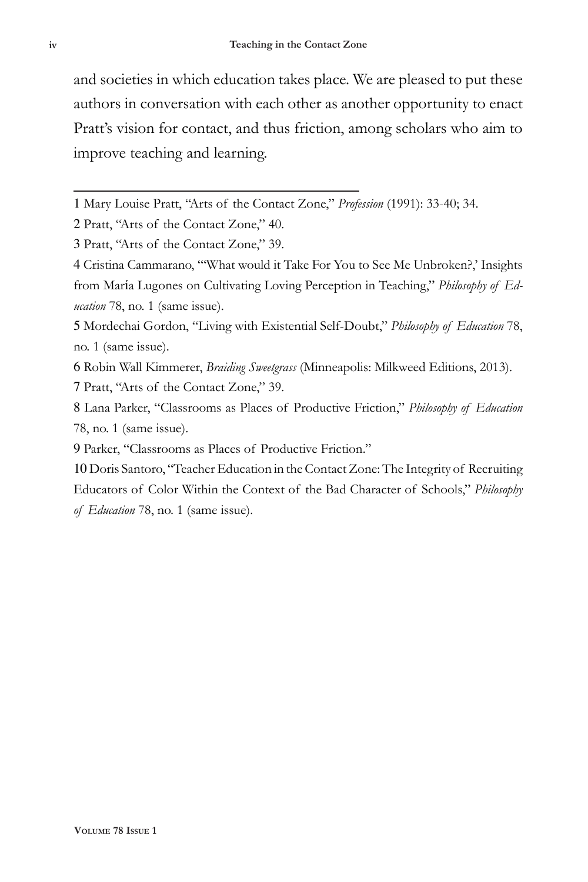and societies in which education takes place. We are pleased to put these authors in conversation with each other as another opportunity to enact Pratt's vision for contact, and thus friction, among scholars who aim to improve teaching and learning.

---

1 Mary Louise Pratt, "Arts of the Contact Zone," *Profession* (1991): 33-40; 34.

2 Pratt, "Arts of the Contact Zone," 40.

3 Pratt, "Arts of the Contact Zone," 39.

4 Cristina Cammarano, "'What would it Take For You to See Me Unbroken?,' Insights from María Lugones on Cultivating Loving Perception in Teaching," *Philosophy of Education* 78, no. 1 (same issue).

5 Mordechai Gordon, "Living with Existential Self-Doubt," *Philosophy of Education* 78, no. 1 (same issue).

6 Robin Wall Kimmerer, *Braiding Sweetgrass* (Minneapolis: Milkweed Editions, 2013).

7 Pratt, "Arts of the Contact Zone," 39.

8 Lana Parker, "Classrooms as Places of Productive Friction," *Philosophy of Education* 78, no. 1 (same issue).

9 Parker, "Classrooms as Places of Productive Friction."

10 Doris Santoro, "Teacher Education in the Contact Zone: The Integrity of Recruiting Educators of Color Within the Context of the Bad Character of Schools," *Philosophy of Education* 78, no. 1 (same issue).